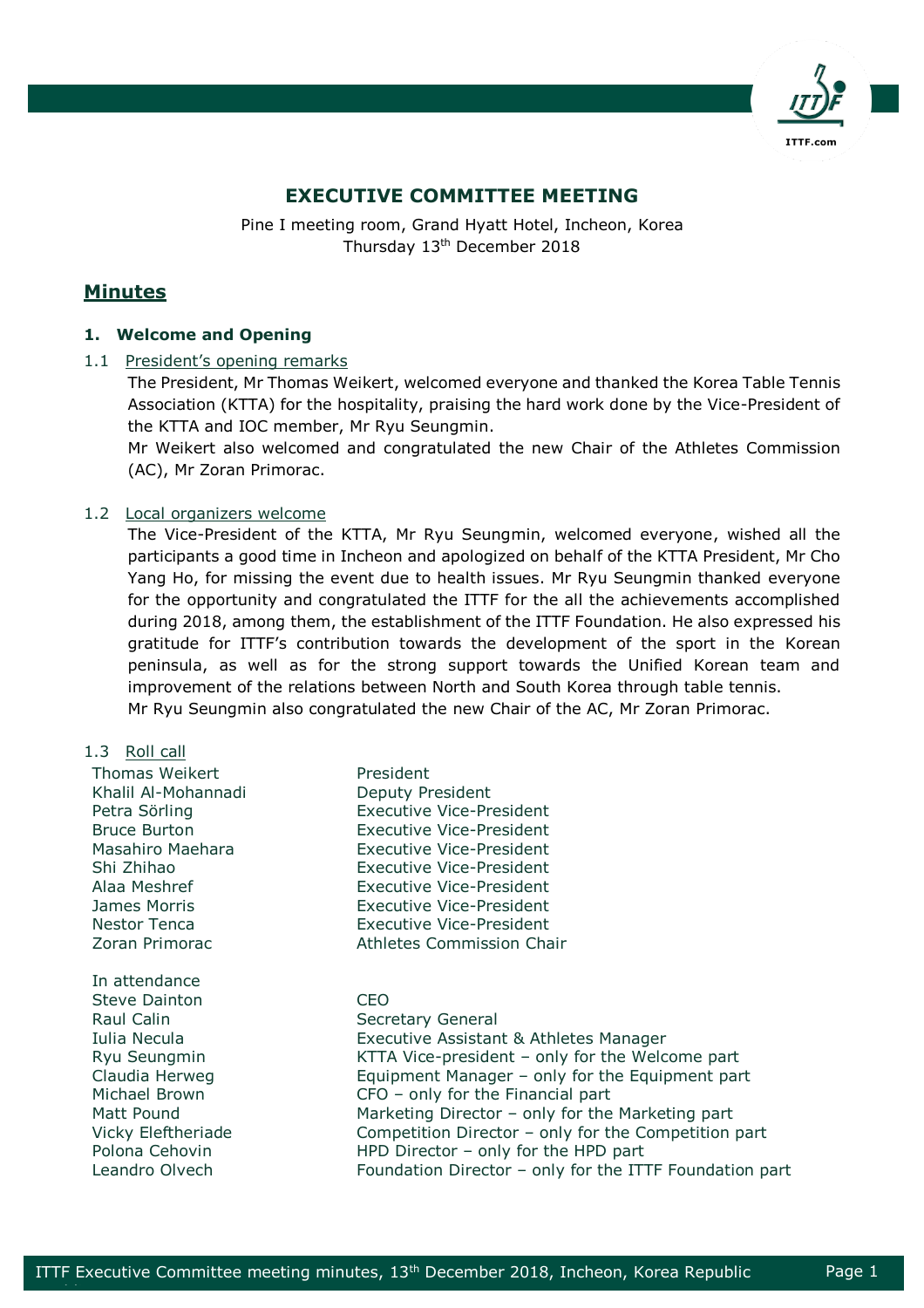# EXECUTIVE COMMITTEE MEETING

Pine I meeting room, Grand Hyatt Hotel, Incheon, Korea
Thursday 13th December 2018

## Minutes

### 1. Welcome and Opening

1.1 President's opening remarks

The President, Mr Thomas Weikert, welcomed everyone and thanked the Korea Table Tennis Association (KTTA) for the hospitality, praising the hard work done by the Vice-President of the KTTA and IOC member, Mr Ryu Seungmin.

Mr Weikert also welcomed and congratulated the new Chair of the Athletes Commission (AC), Mr Zoran Primorac.

1.2 Local organizers welcome

The Vice-President of the KTTA, Mr Ryu Seungmin, welcomed everyone, wished all the participants a good time in Incheon and apologized on behalf of the KTTA President, Mr Cho Yang Ho, for missing the event due to health issues. Mr Ryu Seungmin thanked everyone for the opportunity and congratulated the ITTF for the all the achievements accomplished during 2018, among them, the establishment of the ITTF Foundation. He also expressed his gratitude for ITTF's contribution towards the development of the sport in the Korean peninsula, as well as for the strong support towards the Unified Korean team and improvement of the relations between North and South Korea through table tennis.

Mr Ryu Seungmin also congratulated the new Chair of the AC, Mr Zoran Primorac.

1.3 Roll call

| | |
|---|---|
| Thomas Weikert | President |
| Khalil Al-Mohannadi | Deputy President |
| Petra Sörling | Executive Vice-President |
| Bruce Burton | Executive Vice-President |
| Masahiro Maehara | Executive Vice-President |
| Shi Zhihao | Executive Vice-President |
| Alaa Meshref | Executive Vice-President |
| James Morris | Executive Vice-President |
| Nestor Tenca | Executive Vice-President |
| Zoran Primorac | Athletes Commission Chair |

In attendance

| | |
|---|---|
| Steve Dainton | CEO |
| Raul Calin | Secretary General |
| Iulia Necula | Executive Assistant & Athletes Manager |
| Ryu Seungmin | KTTA Vice-president – only for the Welcome part |
| Claudia Herweg | Equipment Manager – only for the Equipment part |
| Michael Brown | CFO – only for the Financial part |
| Matt Pound | Marketing Director – only for the Marketing part |
| Vicky Eleftheriade | Competition Director – only for the Competition part |
| Polona Cehovin | HPD Director – only for the HPD part |
| Leandro Olvech | Foundation Director – only for the ITTF Foundation part |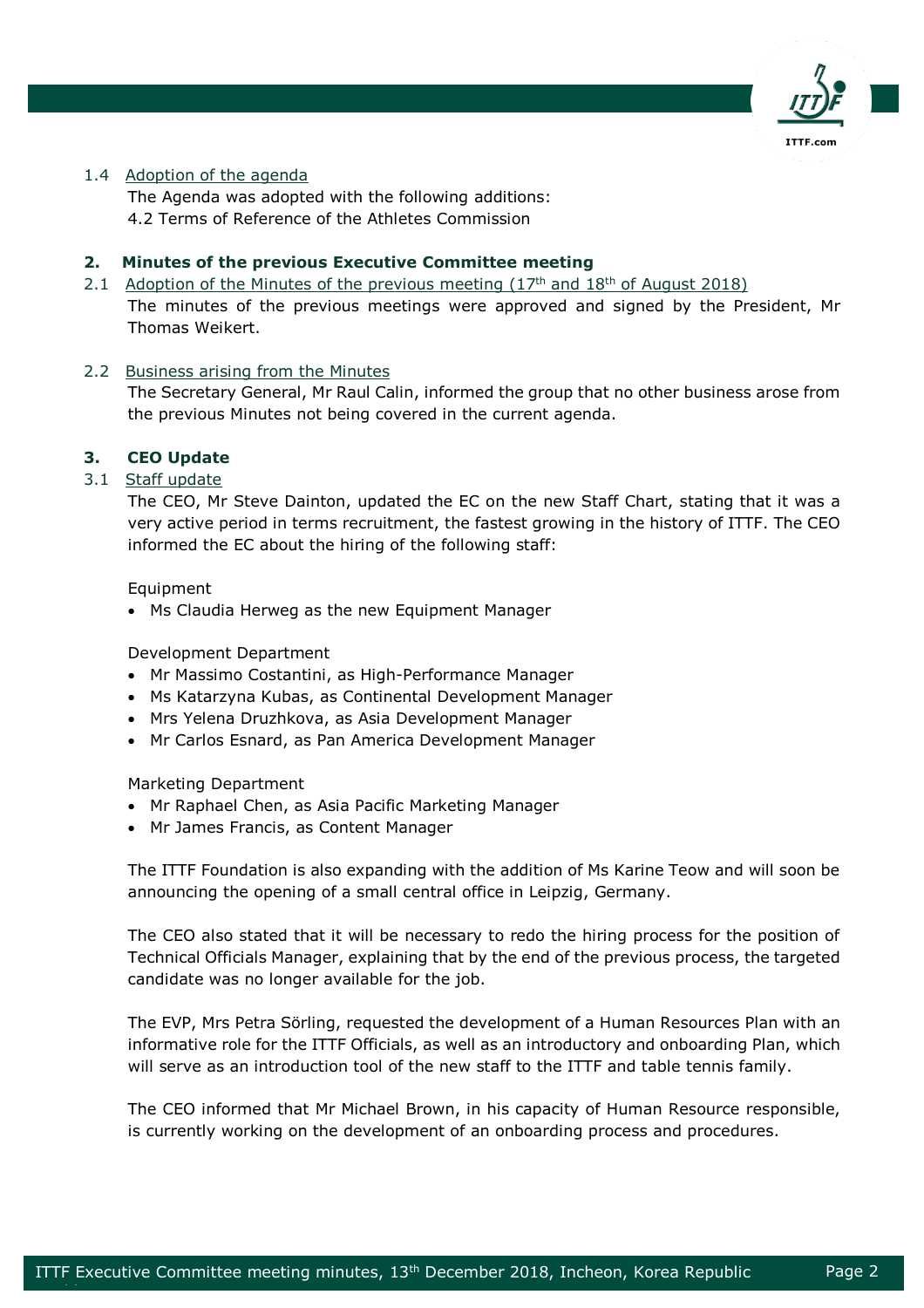1.4 Adoption of the agenda

The Agenda was adopted with the following additions:
4.2 Terms of Reference of the Athletes Commission

## 2. Minutes of the previous Executive Committee meeting

2.1 Adoption of the Minutes of the previous meeting (17th and 18th of August 2018)

The minutes of the previous meetings were approved and signed by the President, Mr Thomas Weikert.

2.2 Business arising from the Minutes

The Secretary General, Mr Raul Calin, informed the group that no other business arose from the previous Minutes not being covered in the current agenda.

## 3. CEO Update

3.1 Staff update

The CEO, Mr Steve Dainton, updated the EC on the new Staff Chart, stating that it was a very active period in terms recruitment, the fastest growing in the history of ITTF. The CEO informed the EC about the hiring of the following staff:

Equipment

- Ms Claudia Herweg as the new Equipment Manager

Development Department

- Mr Massimo Costantini, as High-Performance Manager
- Ms Katarzyna Kubas, as Continental Development Manager
- Mrs Yelena Druzhkova, as Asia Development Manager
- Mr Carlos Esnard, as Pan America Development Manager

Marketing Department

- Mr Raphael Chen, as Asia Pacific Marketing Manager
- Mr James Francis, as Content Manager

The ITTF Foundation is also expanding with the addition of Ms Karine Teow and will soon be announcing the opening of a small central office in Leipzig, Germany.

The CEO also stated that it will be necessary to redo the hiring process for the position of Technical Officials Manager, explaining that by the end of the previous process, the targeted candidate was no longer available for the job.

The EVP, Mrs Petra Sörling, requested the development of a Human Resources Plan with an informative role for the ITTF Officials, as well as an introductory and onboarding Plan, which will serve as an introduction tool of the new staff to the ITTF and table tennis family.

The CEO informed that Mr Michael Brown, in his capacity of Human Resource responsible, is currently working on the development of an onboarding process and procedures.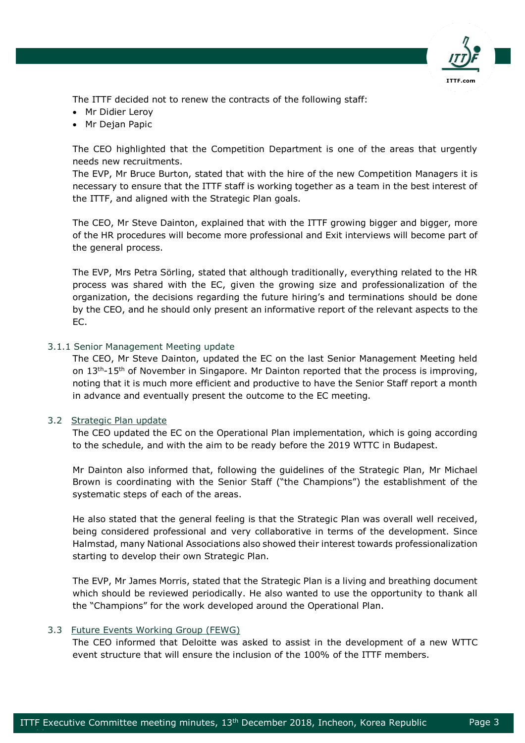The ITTF decided not to renew the contracts of the following staff:

- Mr Didier Leroy
- Mr Dejan Papic

The CEO highlighted that the Competition Department is one of the areas that urgently needs new recruitments.
The EVP, Mr Bruce Burton, stated that with the hire of the new Competition Managers it is necessary to ensure that the ITTF staff is working together as a team in the best interest of the ITTF, and aligned with the Strategic Plan goals.

The CEO, Mr Steve Dainton, explained that with the ITTF growing bigger and bigger, more of the HR procedures will become more professional and Exit interviews will become part of the general process.

The EVP, Mrs Petra Sörling, stated that although traditionally, everything related to the HR process was shared with the EC, given the growing size and professionalization of the organization, the decisions regarding the future hiring's and terminations should be done by the CEO, and he should only present an informative report of the relevant aspects to the EC.

### 3.1.1 Senior Management Meeting update

The CEO, Mr Steve Dainton, updated the EC on the last Senior Management Meeting held on 13th-15th of November in Singapore. Mr Dainton reported that the process is improving, noting that it is much more efficient and productive to have the Senior Staff report a month in advance and eventually present the outcome to the EC meeting.

### 3.2 Strategic Plan update

The CEO updated the EC on the Operational Plan implementation, which is going according to the schedule, and with the aim to be ready before the 2019 WTTC in Budapest.

Mr Dainton also informed that, following the guidelines of the Strategic Plan, Mr Michael Brown is coordinating with the Senior Staff ("the Champions") the establishment of the systematic steps of each of the areas.

He also stated that the general feeling is that the Strategic Plan was overall well received, being considered professional and very collaborative in terms of the development. Since Halmstad, many National Associations also showed their interest towards professionalization starting to develop their own Strategic Plan.

The EVP, Mr James Morris, stated that the Strategic Plan is a living and breathing document which should be reviewed periodically. He also wanted to use the opportunity to thank all the "Champions" for the work developed around the Operational Plan.

### 3.3 Future Events Working Group (FEWG)

The CEO informed that Deloitte was asked to assist in the development of a new WTTC event structure that will ensure the inclusion of the 100% of the ITTF members.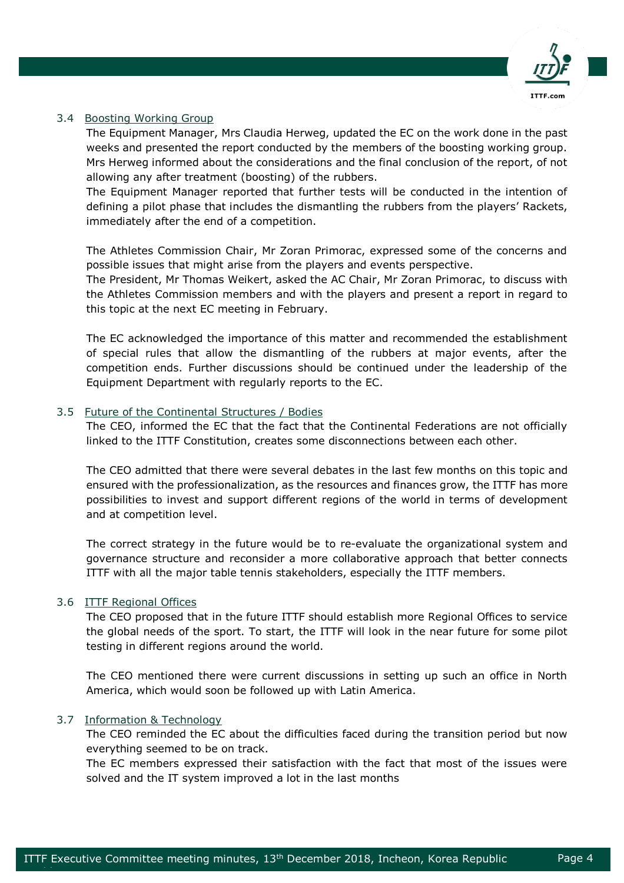### 3.4 Boosting Working Group

The Equipment Manager, Mrs Claudia Herweg, updated the EC on the work done in the past weeks and presented the report conducted by the members of the boosting working group. Mrs Herweg informed about the considerations and the final conclusion of the report, of not allowing any after treatment (boosting) of the rubbers.

The Equipment Manager reported that further tests will be conducted in the intention of defining a pilot phase that includes the dismantling the rubbers from the players' Rackets, immediately after the end of a competition.

The Athletes Commission Chair, Mr Zoran Primorac, expressed some of the concerns and possible issues that might arise from the players and events perspective.

The President, Mr Thomas Weikert, asked the AC Chair, Mr Zoran Primorac, to discuss with the Athletes Commission members and with the players and present a report in regard to this topic at the next EC meeting in February.

The EC acknowledged the importance of this matter and recommended the establishment of special rules that allow the dismantling of the rubbers at major events, after the competition ends. Further discussions should be continued under the leadership of the Equipment Department with regularly reports to the EC.

### 3.5 Future of the Continental Structures / Bodies

The CEO, informed the EC that the fact that the Continental Federations are not officially linked to the ITTF Constitution, creates some disconnections between each other.

The CEO admitted that there were several debates in the last few months on this topic and ensured with the professionalization, as the resources and finances grow, the ITTF has more possibilities to invest and support different regions of the world in terms of development and at competition level.

The correct strategy in the future would be to re-evaluate the organizational system and governance structure and reconsider a more collaborative approach that better connects ITTF with all the major table tennis stakeholders, especially the ITTF members.

### 3.6 ITTF Regional Offices

The CEO proposed that in the future ITTF should establish more Regional Offices to service the global needs of the sport. To start, the ITTF will look in the near future for some pilot testing in different regions around the world.

The CEO mentioned there were current discussions in setting up such an office in North America, which would soon be followed up with Latin America.

### 3.7 Information & Technology

The CEO reminded the EC about the difficulties faced during the transition period but now everything seemed to be on track.

The EC members expressed their satisfaction with the fact that most of the issues were solved and the IT system improved a lot in the last months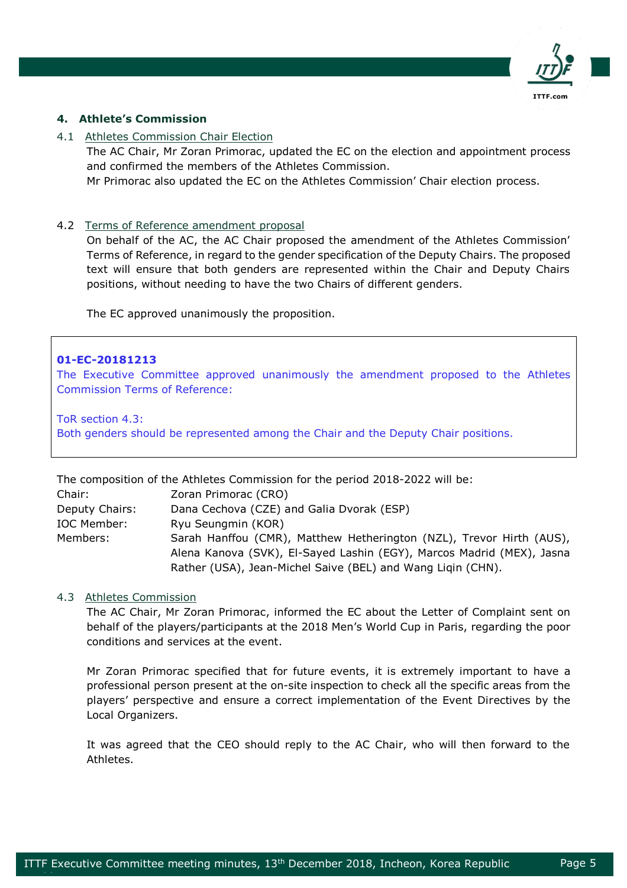## 4. Athlete's Commission

### 4.1 Athletes Commission Chair Election

The AC Chair, Mr Zoran Primorac, updated the EC on the election and appointment process and confirmed the members of the Athletes Commission.

Mr Primorac also updated the EC on the Athletes Commission' Chair election process.

### 4.2 Terms of Reference amendment proposal

On behalf of the AC, the AC Chair proposed the amendment of the Athletes Commission' Terms of Reference, in regard to the gender specification of the Deputy Chairs. The proposed text will ensure that both genders are represented within the Chair and Deputy Chairs positions, without needing to have the two Chairs of different genders.

The EC approved unanimously the proposition.

**01-EC-20181213**

The Executive Committee approved unanimously the amendment proposed to the Athletes Commission Terms of Reference:

ToR section 4.3:
Both genders should be represented among the Chair and the Deputy Chair positions.

The composition of the Athletes Commission for the period 2018-2022 will be:

| | |
|---|---|
| Chair: | Zoran Primorac (CRO) |
| Deputy Chairs: | Dana Cechova (CZE) and Galia Dvorak (ESP) |
| IOC Member: | Ryu Seungmin (KOR) |
| Members: | Sarah Hanffou (CMR), Matthew Hetherington (NZL), Trevor Hirth (AUS), Alena Kanova (SVK), El-Sayed Lashin (EGY), Marcos Madrid (MEX), Jasna Rather (USA), Jean-Michel Saive (BEL) and Wang Liqin (CHN). |

### 4.3 Athletes Commission

The AC Chair, Mr Zoran Primorac, informed the EC about the Letter of Complaint sent on behalf of the players/participants at the 2018 Men's World Cup in Paris, regarding the poor conditions and services at the event.

Mr Zoran Primorac specified that for future events, it is extremely important to have a professional person present at the on-site inspection to check all the specific areas from the players' perspective and ensure a correct implementation of the Event Directives by the Local Organizers.

It was agreed that the CEO should reply to the AC Chair, who will then forward to the Athletes.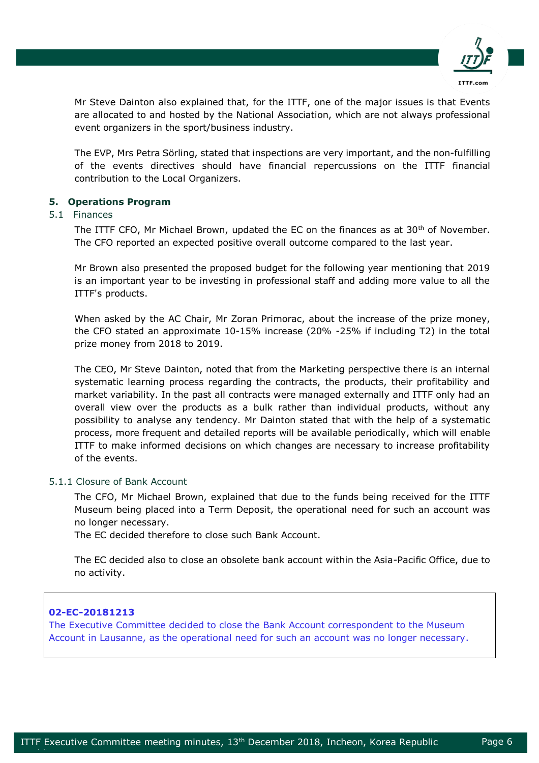Mr Steve Dainton also explained that, for the ITTF, one of the major issues is that Events are allocated to and hosted by the National Association, which are not always professional event organizers in the sport/business industry.

The EVP, Mrs Petra Sörling, stated that inspections are very important, and the non-fulfilling of the events directives should have financial repercussions on the ITTF financial contribution to the Local Organizers.

## 5. Operations Program

### 5.1 Finances

The ITTF CFO, Mr Michael Brown, updated the EC on the finances as at 30th of November. The CFO reported an expected positive overall outcome compared to the last year.

Mr Brown also presented the proposed budget for the following year mentioning that 2019 is an important year to be investing in professional staff and adding more value to all the ITTF's products.

When asked by the AC Chair, Mr Zoran Primorac, about the increase of the prize money, the CFO stated an approximate 10-15% increase (20% -25% if including T2) in the total prize money from 2018 to 2019.

The CEO, Mr Steve Dainton, noted that from the Marketing perspective there is an internal systematic learning process regarding the contracts, the products, their profitability and market variability. In the past all contracts were managed externally and ITTF only had an overall view over the products as a bulk rather than individual products, without any possibility to analyse any tendency. Mr Dainton stated that with the help of a systematic process, more frequent and detailed reports will be available periodically, which will enable ITTF to make informed decisions on which changes are necessary to increase profitability of the events.

#### 5.1.1 Closure of Bank Account

The CFO, Mr Michael Brown, explained that due to the funds being received for the ITTF Museum being placed into a Term Deposit, the operational need for such an account was no longer necessary.
The EC decided therefore to close such Bank Account.

The EC decided also to close an obsolete bank account within the Asia-Pacific Office, due to no activity.

**02-EC-20181213**
The Executive Committee decided to close the Bank Account correspondent to the Museum Account in Lausanne, as the operational need for such an account was no longer necessary.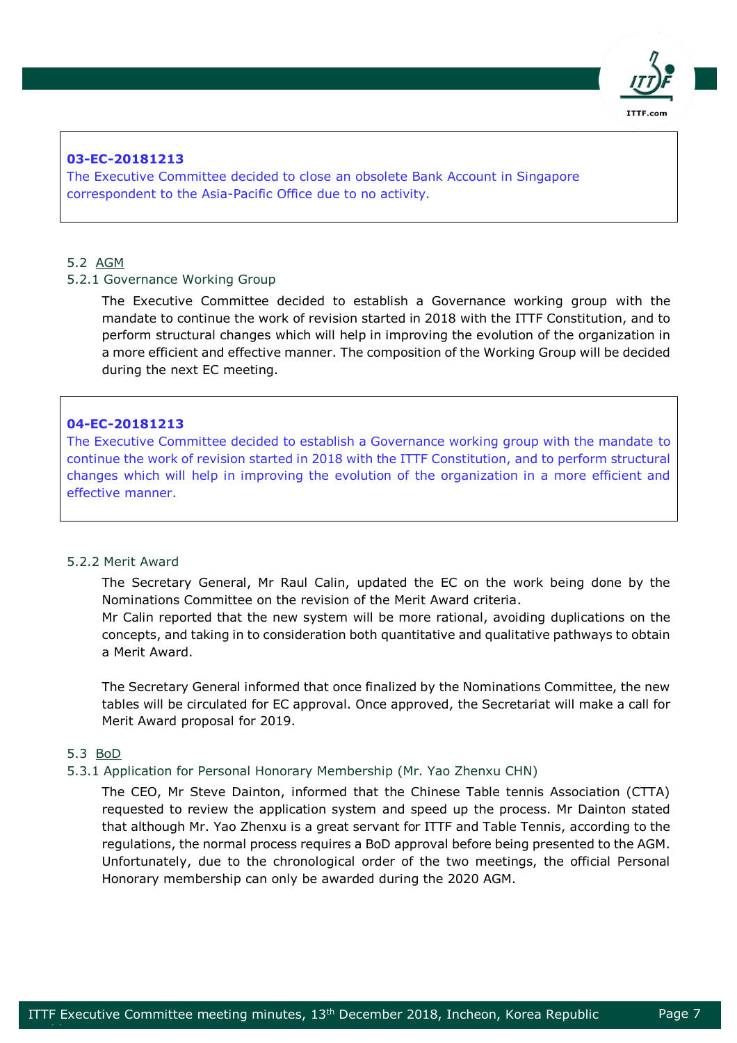**03-EC-20181213**
The Executive Committee decided to close an obsolete Bank Account in Singapore correspondent to the Asia-Pacific Office due to no activity.

### 5.2 AGM

#### 5.2.1 Governance Working Group

The Executive Committee decided to establish a Governance working group with the mandate to continue the work of revision started in 2018 with the ITTF Constitution, and to perform structural changes which will help in improving the evolution of the organization in a more efficient and effective manner. The composition of the Working Group will be decided during the next EC meeting.

**04-EC-20181213**
The Executive Committee decided to establish a Governance working group with the mandate to continue the work of revision started in 2018 with the ITTF Constitution, and to perform structural changes which will help in improving the evolution of the organization in a more efficient and effective manner.

#### 5.2.2 Merit Award

The Secretary General, Mr Raul Calin, updated the EC on the work being done by the Nominations Committee on the revision of the Merit Award criteria.
Mr Calin reported that the new system will be more rational, avoiding duplications on the concepts, and taking in to consideration both quantitative and qualitative pathways to obtain a Merit Award.

The Secretary General informed that once finalized by the Nominations Committee, the new tables will be circulated for EC approval. Once approved, the Secretariat will make a call for Merit Award proposal for 2019.

### 5.3 BoD

#### 5.3.1 Application for Personal Honorary Membership (Mr. Yao Zhenxu CHN)

The CEO, Mr Steve Dainton, informed that the Chinese Table tennis Association (CTTA) requested to review the application system and speed up the process. Mr Dainton stated that although Mr. Yao Zhenxu is a great servant for ITTF and Table Tennis, according to the regulations, the normal process requires a BoD approval before being presented to the AGM. Unfortunately, due to the chronological order of the two meetings, the official Personal Honorary membership can only be awarded during the 2020 AGM.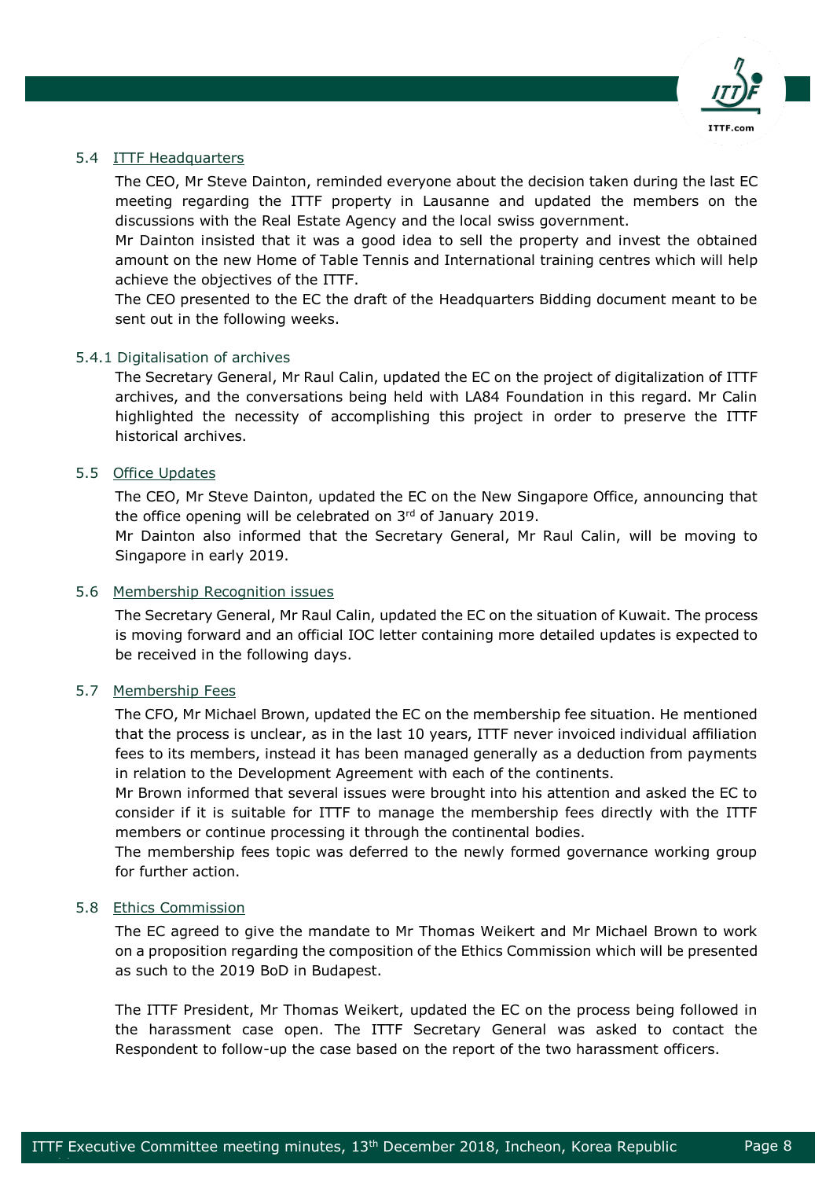### 5.4 ITTF Headquarters

The CEO, Mr Steve Dainton, reminded everyone about the decision taken during the last EC meeting regarding the ITTF property in Lausanne and updated the members on the discussions with the Real Estate Agency and the local swiss government.

Mr Dainton insisted that it was a good idea to sell the property and invest the obtained amount on the new Home of Table Tennis and International training centres which will help achieve the objectives of the ITTF.

The CEO presented to the EC the draft of the Headquarters Bidding document meant to be sent out in the following weeks.

#### 5.4.1 Digitalisation of archives

The Secretary General, Mr Raul Calin, updated the EC on the project of digitalization of ITTF archives, and the conversations being held with LA84 Foundation in this regard. Mr Calin highlighted the necessity of accomplishing this project in order to preserve the ITTF historical archives.

### 5.5 Office Updates

The CEO, Mr Steve Dainton, updated the EC on the New Singapore Office, announcing that the office opening will be celebrated on 3rd of January 2019.

Mr Dainton also informed that the Secretary General, Mr Raul Calin, will be moving to Singapore in early 2019.

### 5.6 Membership Recognition issues

The Secretary General, Mr Raul Calin, updated the EC on the situation of Kuwait. The process is moving forward and an official IOC letter containing more detailed updates is expected to be received in the following days.

### 5.7 Membership Fees

The CFO, Mr Michael Brown, updated the EC on the membership fee situation. He mentioned that the process is unclear, as in the last 10 years, ITTF never invoiced individual affiliation fees to its members, instead it has been managed generally as a deduction from payments in relation to the Development Agreement with each of the continents.

Mr Brown informed that several issues were brought into his attention and asked the EC to consider if it is suitable for ITTF to manage the membership fees directly with the ITTF members or continue processing it through the continental bodies.

The membership fees topic was deferred to the newly formed governance working group for further action.

### 5.8 Ethics Commission

The EC agreed to give the mandate to Mr Thomas Weikert and Mr Michael Brown to work on a proposition regarding the composition of the Ethics Commission which will be presented as such to the 2019 BoD in Budapest.

The ITTF President, Mr Thomas Weikert, updated the EC on the process being followed in the harassment case open. The ITTF Secretary General was asked to contact the Respondent to follow-up the case based on the report of the two harassment officers.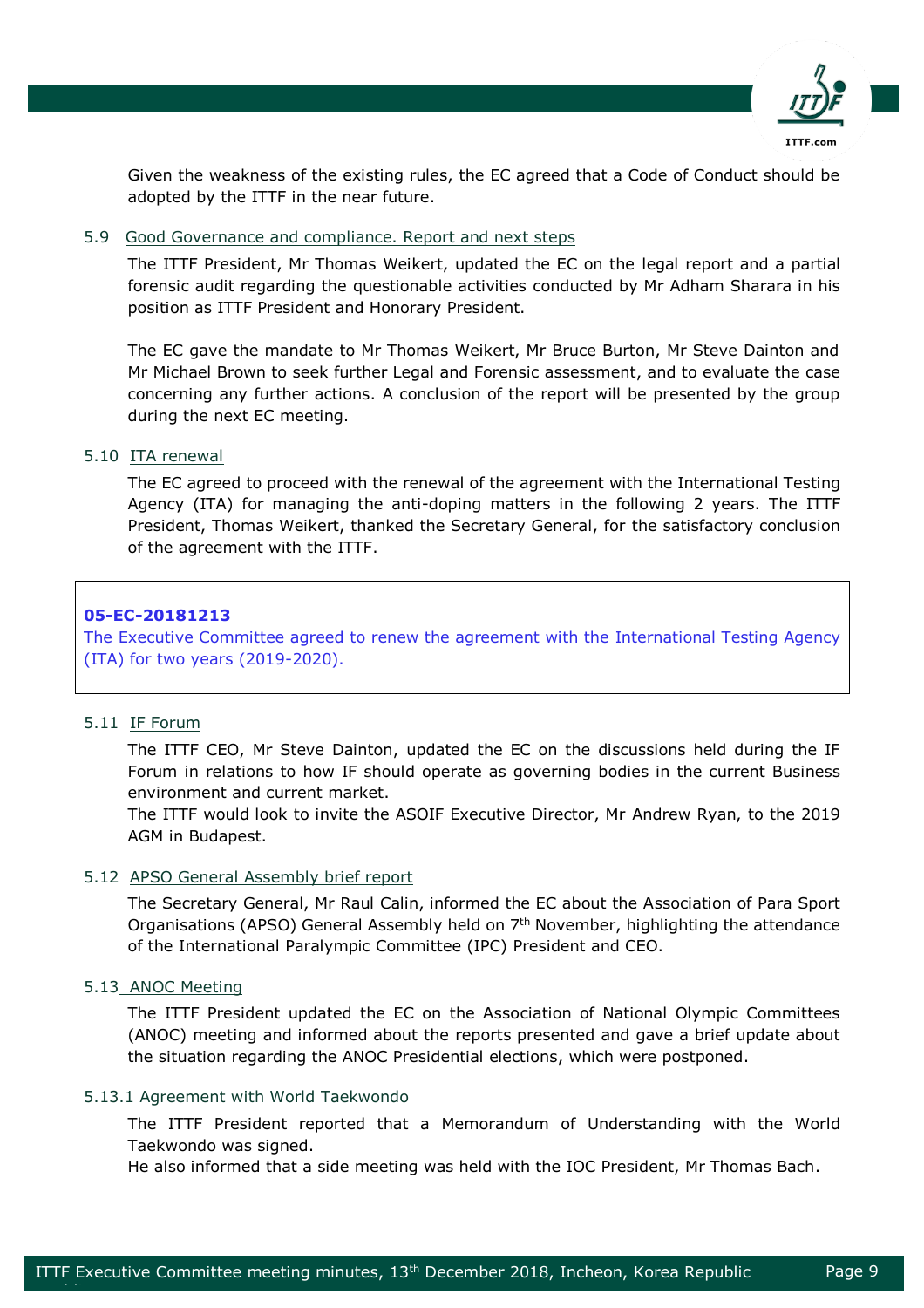Given the weakness of the existing rules, the EC agreed that a Code of Conduct should be adopted by the ITTF in the near future.

### 5.9 Good Governance and compliance. Report and next steps

The ITTF President, Mr Thomas Weikert, updated the EC on the legal report and a partial forensic audit regarding the questionable activities conducted by Mr Adham Sharara in his position as ITTF President and Honorary President.

The EC gave the mandate to Mr Thomas Weikert, Mr Bruce Burton, Mr Steve Dainton and Mr Michael Brown to seek further Legal and Forensic assessment, and to evaluate the case concerning any further actions. A conclusion of the report will be presented by the group during the next EC meeting.

### 5.10 ITA renewal

The EC agreed to proceed with the renewal of the agreement with the International Testing Agency (ITA) for managing the anti-doping matters in the following 2 years. The ITTF President, Thomas Weikert, thanked the Secretary General, for the satisfactory conclusion of the agreement with the ITTF.

> **05-EC-20181213**
> The Executive Committee agreed to renew the agreement with the International Testing Agency (ITA) for two years (2019-2020).

### 5.11 IF Forum

The ITTF CEO, Mr Steve Dainton, updated the EC on the discussions held during the IF Forum in relations to how IF should operate as governing bodies in the current Business environment and current market.
The ITTF would look to invite the ASOIF Executive Director, Mr Andrew Ryan, to the 2019 AGM in Budapest.

### 5.12 APSO General Assembly brief report

The Secretary General, Mr Raul Calin, informed the EC about the Association of Para Sport Organisations (APSO) General Assembly held on 7th November, highlighting the attendance of the International Paralympic Committee (IPC) President and CEO.

### 5.13 ANOC Meeting

The ITTF President updated the EC on the Association of National Olympic Committees (ANOC) meeting and informed about the reports presented and gave a brief update about the situation regarding the ANOC Presidential elections, which were postponed.

#### 5.13.1 Agreement with World Taekwondo

The ITTF President reported that a Memorandum of Understanding with the World Taekwondo was signed.
He also informed that a side meeting was held with the IOC President, Mr Thomas Bach.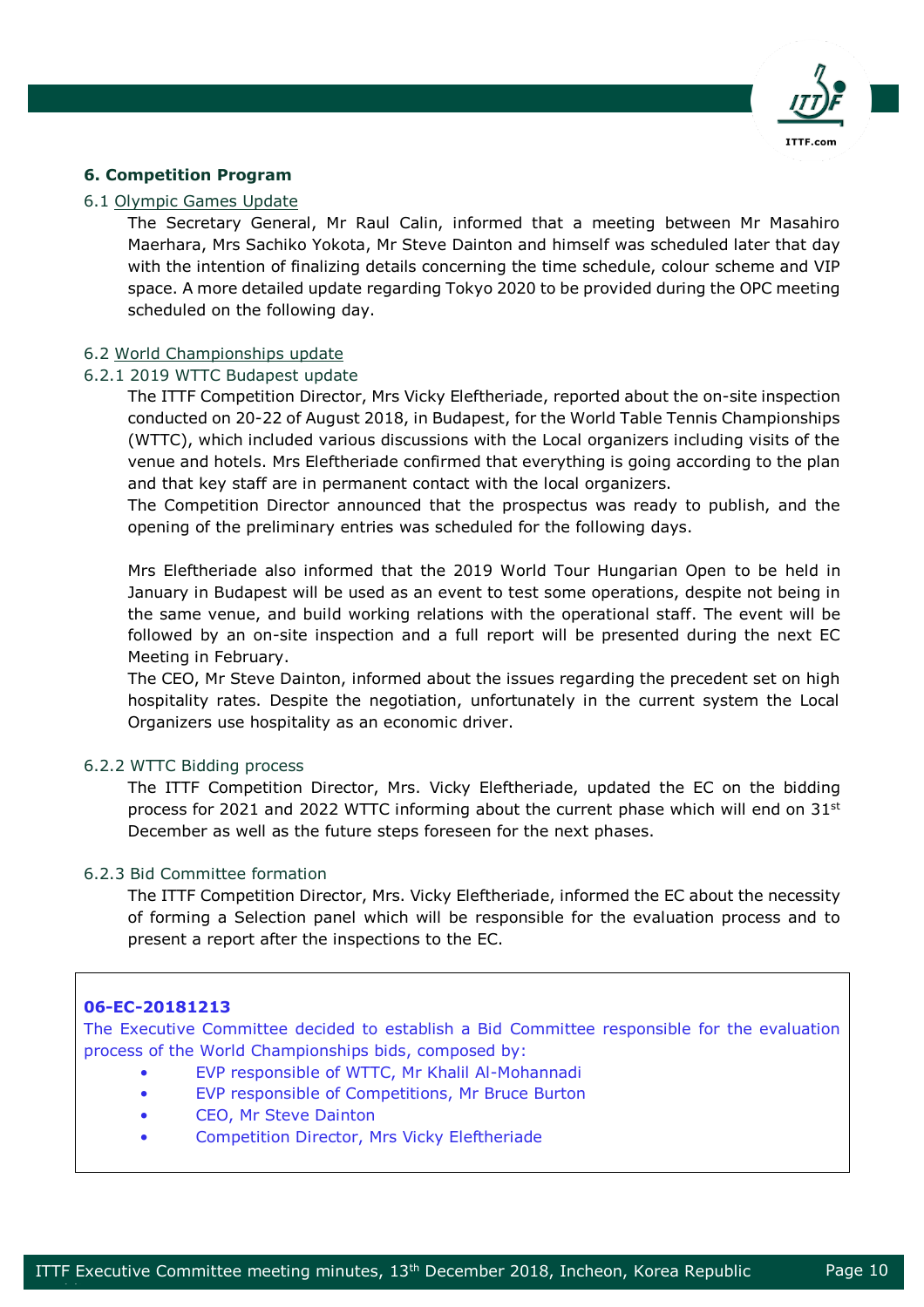## 6. Competition Program

### 6.1 Olympic Games Update

The Secretary General, Mr Raul Calin, informed that a meeting between Mr Masahiro Maerhara, Mrs Sachiko Yokota, Mr Steve Dainton and himself was scheduled later that day with the intention of finalizing details concerning the time schedule, colour scheme and VIP space. A more detailed update regarding Tokyo 2020 to be provided during the OPC meeting scheduled on the following day.

### 6.2 World Championships update

#### 6.2.1 2019 WTTC Budapest update

The ITTF Competition Director, Mrs Vicky Eleftheriade, reported about the on-site inspection conducted on 20-22 of August 2018, in Budapest, for the World Table Tennis Championships (WTTC), which included various discussions with the Local organizers including visits of the venue and hotels. Mrs Eleftheriade confirmed that everything is going according to the plan and that key staff are in permanent contact with the local organizers.

The Competition Director announced that the prospectus was ready to publish, and the opening of the preliminary entries was scheduled for the following days.

Mrs Eleftheriade also informed that the 2019 World Tour Hungarian Open to be held in January in Budapest will be used as an event to test some operations, despite not being in the same venue, and build working relations with the operational staff. The event will be followed by an on-site inspection and a full report will be presented during the next EC Meeting in February.

The CEO, Mr Steve Dainton, informed about the issues regarding the precedent set on high hospitality rates. Despite the negotiation, unfortunately in the current system the Local Organizers use hospitality as an economic driver.

#### 6.2.2 WTTC Bidding process

The ITTF Competition Director, Mrs. Vicky Eleftheriade, updated the EC on the bidding process for 2021 and 2022 WTTC informing about the current phase which will end on 31st December as well as the future steps foreseen for the next phases.

#### 6.2.3 Bid Committee formation

The ITTF Competition Director, Mrs. Vicky Eleftheriade, informed the EC about the necessity of forming a Selection panel which will be responsible for the evaluation process and to present a report after the inspections to the EC.

**06-EC-20181213**

The Executive Committee decided to establish a Bid Committee responsible for the evaluation process of the World Championships bids, composed by:

- EVP responsible of WTTC, Mr Khalil Al-Mohannadi
- EVP responsible of Competitions, Mr Bruce Burton
- CEO, Mr Steve Dainton
- Competition Director, Mrs Vicky Eleftheriade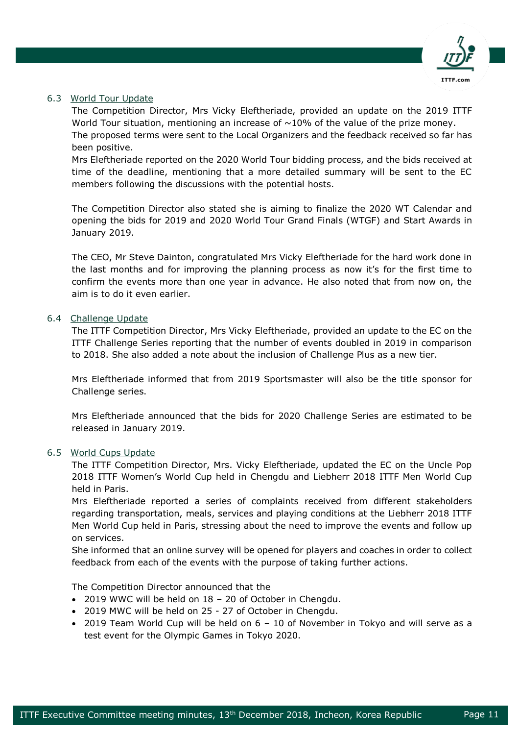### 6.3 World Tour Update

The Competition Director, Mrs Vicky Eleftheriade, provided an update on the 2019 ITTF World Tour situation, mentioning an increase of ~10% of the value of the prize money.
The proposed terms were sent to the Local Organizers and the feedback received so far has been positive.
Mrs Eleftheriade reported on the 2020 World Tour bidding process, and the bids received at time of the deadline, mentioning that a more detailed summary will be sent to the EC members following the discussions with the potential hosts.

The Competition Director also stated she is aiming to finalize the 2020 WT Calendar and opening the bids for 2019 and 2020 World Tour Grand Finals (WTGF) and Start Awards in January 2019.

The CEO, Mr Steve Dainton, congratulated Mrs Vicky Eleftheriade for the hard work done in the last months and for improving the planning process as now it's for the first time to confirm the events more than one year in advance. He also noted that from now on, the aim is to do it even earlier.

### 6.4 Challenge Update

The ITTF Competition Director, Mrs Vicky Eleftheriade, provided an update to the EC on the ITTF Challenge Series reporting that the number of events doubled in 2019 in comparison to 2018. She also added a note about the inclusion of Challenge Plus as a new tier.

Mrs Eleftheriade informed that from 2019 Sportsmaster will also be the title sponsor for Challenge series.

Mrs Eleftheriade announced that the bids for 2020 Challenge Series are estimated to be released in January 2019.

### 6.5 World Cups Update

The ITTF Competition Director, Mrs. Vicky Eleftheriade, updated the EC on the Uncle Pop 2018 ITTF Women's World Cup held in Chengdu and Liebherr 2018 ITTF Men World Cup held in Paris.
Mrs Eleftheriade reported a series of complaints received from different stakeholders regarding transportation, meals, services and playing conditions at the Liebherr 2018 ITTF Men World Cup held in Paris, stressing about the need to improve the events and follow up on services.
She informed that an online survey will be opened for players and coaches in order to collect feedback from each of the events with the purpose of taking further actions.

The Competition Director announced that the

- 2019 WWC will be held on 18 – 20 of October in Chengdu.
- 2019 MWC will be held on 25 - 27 of October in Chengdu.
- 2019 Team World Cup will be held on 6 – 10 of November in Tokyo and will serve as a test event for the Olympic Games in Tokyo 2020.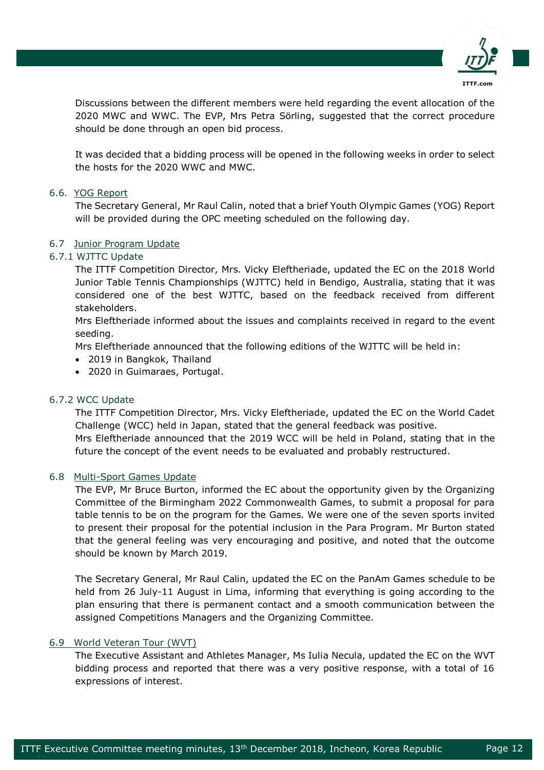Discussions between the different members were held regarding the event allocation of the 2020 MWC and WWC. The EVP, Mrs Petra Sörling, suggested that the correct procedure should be done through an open bid process.

It was decided that a bidding process will be opened in the following weeks in order to select the hosts for the 2020 WWC and MWC.

### 6.6. YOG Report

The Secretary General, Mr Raul Calin, noted that a brief Youth Olympic Games (YOG) Report will be provided during the OPC meeting scheduled on the following day.

### 6.7 Junior Program Update

#### 6.7.1 WJTTC Update

The ITTF Competition Director, Mrs. Vicky Eleftheriade, updated the EC on the 2018 World Junior Table Tennis Championships (WJTTC) held in Bendigo, Australia, stating that it was considered one of the best WJTTC, based on the feedback received from different stakeholders.

Mrs Eleftheriade informed about the issues and complaints received in regard to the event seeding.

Mrs Eleftheriade announced that the following editions of the WJTTC will be held in:

- 2019 in Bangkok, Thailand
- 2020 in Guimaraes, Portugal.

#### 6.7.2 WCC Update

The ITTF Competition Director, Mrs. Vicky Eleftheriade, updated the EC on the World Cadet Challenge (WCC) held in Japan, stated that the general feedback was positive.

Mrs Eleftheriade announced that the 2019 WCC will be held in Poland, stating that in the future the concept of the event needs to be evaluated and probably restructured.

### 6.8 Multi-Sport Games Update

The EVP, Mr Bruce Burton, informed the EC about the opportunity given by the Organizing Committee of the Birmingham 2022 Commonwealth Games, to submit a proposal for para table tennis to be on the program for the Games. We were one of the seven sports invited to present their proposal for the potential inclusion in the Para Program. Mr Burton stated that the general feeling was very encouraging and positive, and noted that the outcome should be known by March 2019.

The Secretary General, Mr Raul Calin, updated the EC on the PanAm Games schedule to be held from 26 July-11 August in Lima, informing that everything is going according to the plan ensuring that there is permanent contact and a smooth communication between the assigned Competitions Managers and the Organizing Committee.

### 6.9 World Veteran Tour (WVT)

The Executive Assistant and Athletes Manager, Ms Iulia Necula, updated the EC on the WVT bidding process and reported that there was a very positive response, with a total of 16 expressions of interest.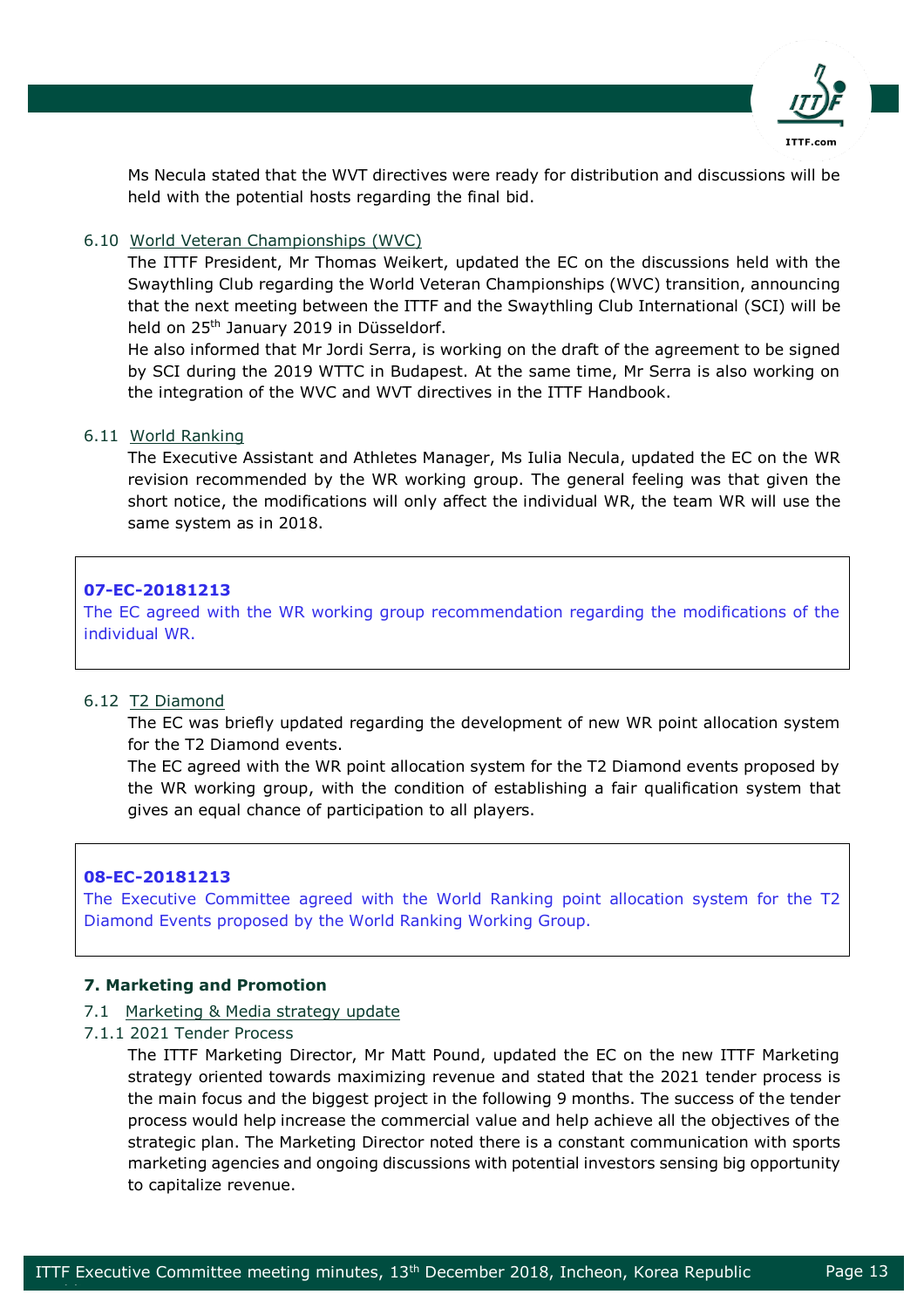Ms Necula stated that the WVT directives were ready for distribution and discussions will be held with the potential hosts regarding the final bid.

6.10 World Veteran Championships (WVC)

The ITTF President, Mr Thomas Weikert, updated the EC on the discussions held with the Swaythling Club regarding the World Veteran Championships (WVC) transition, announcing that the next meeting between the ITTF and the Swaythling Club International (SCI) will be held on 25th January 2019 in Düsseldorf.

He also informed that Mr Jordi Serra, is working on the draft of the agreement to be signed by SCI during the 2019 WTTC in Budapest. At the same time, Mr Serra is also working on the integration of the WVC and WVT directives in the ITTF Handbook.

6.11 World Ranking

The Executive Assistant and Athletes Manager, Ms Iulia Necula, updated the EC on the WR revision recommended by the WR working group. The general feeling was that given the short notice, the modifications will only affect the individual WR, the team WR will use the same system as in 2018.

**07-EC-20181213**
The EC agreed with the WR working group recommendation regarding the modifications of the individual WR.

6.12 T2 Diamond

The EC was briefly updated regarding the development of new WR point allocation system for the T2 Diamond events.

The EC agreed with the WR point allocation system for the T2 Diamond events proposed by the WR working group, with the condition of establishing a fair qualification system that gives an equal chance of participation to all players.

**08-EC-20181213**
The Executive Committee agreed with the World Ranking point allocation system for the T2 Diamond Events proposed by the World Ranking Working Group.

**7. Marketing and Promotion**

7.1 Marketing & Media strategy update

7.1.1 2021 Tender Process

The ITTF Marketing Director, Mr Matt Pound, updated the EC on the new ITTF Marketing strategy oriented towards maximizing revenue and stated that the 2021 tender process is the main focus and the biggest project in the following 9 months. The success of the tender process would help increase the commercial value and help achieve all the objectives of the strategic plan. The Marketing Director noted there is a constant communication with sports marketing agencies and ongoing discussions with potential investors sensing big opportunity to capitalize revenue.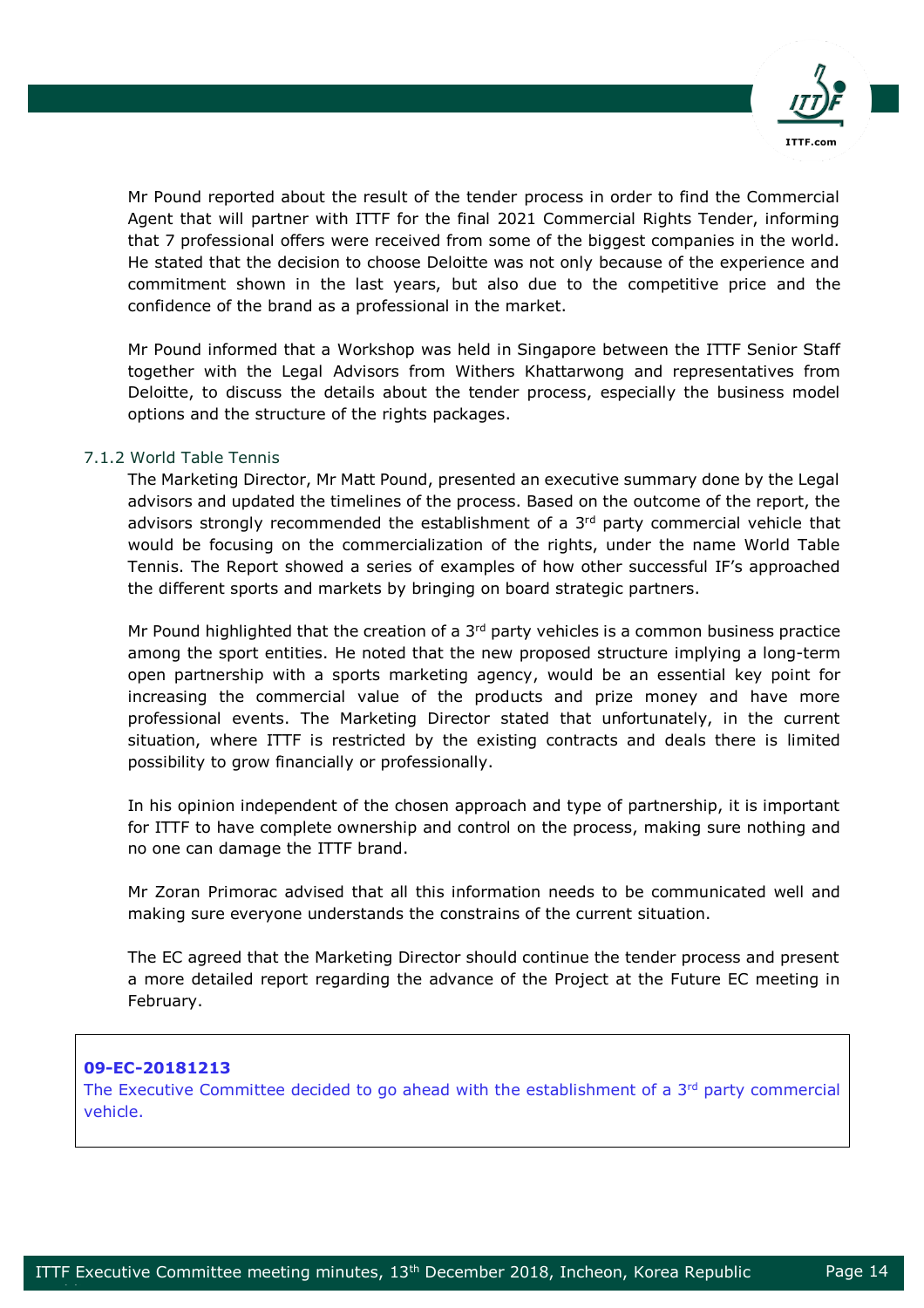Mr Pound reported about the result of the tender process in order to find the Commercial Agent that will partner with ITTF for the final 2021 Commercial Rights Tender, informing that 7 professional offers were received from some of the biggest companies in the world. He stated that the decision to choose Deloitte was not only because of the experience and commitment shown in the last years, but also due to the competitive price and the confidence of the brand as a professional in the market.

Mr Pound informed that a Workshop was held in Singapore between the ITTF Senior Staff together with the Legal Advisors from Withers Khattarwong and representatives from Deloitte, to discuss the details about the tender process, especially the business model options and the structure of the rights packages.

### 7.1.2 World Table Tennis

The Marketing Director, Mr Matt Pound, presented an executive summary done by the Legal advisors and updated the timelines of the process. Based on the outcome of the report, the advisors strongly recommended the establishment of a 3rd party commercial vehicle that would be focusing on the commercialization of the rights, under the name World Table Tennis. The Report showed a series of examples of how other successful IF's approached the different sports and markets by bringing on board strategic partners.

Mr Pound highlighted that the creation of a 3rd party vehicles is a common business practice among the sport entities. He noted that the new proposed structure implying a long-term open partnership with a sports marketing agency, would be an essential key point for increasing the commercial value of the products and prize money and have more professional events. The Marketing Director stated that unfortunately, in the current situation, where ITTF is restricted by the existing contracts and deals there is limited possibility to grow financially or professionally.

In his opinion independent of the chosen approach and type of partnership, it is important for ITTF to have complete ownership and control on the process, making sure nothing and no one can damage the ITTF brand.

Mr Zoran Primorac advised that all this information needs to be communicated well and making sure everyone understands the constrains of the current situation.

The EC agreed that the Marketing Director should continue the tender process and present a more detailed report regarding the advance of the Project at the Future EC meeting in February.

**09-EC-20181213**
The Executive Committee decided to go ahead with the establishment of a 3rd party commercial vehicle.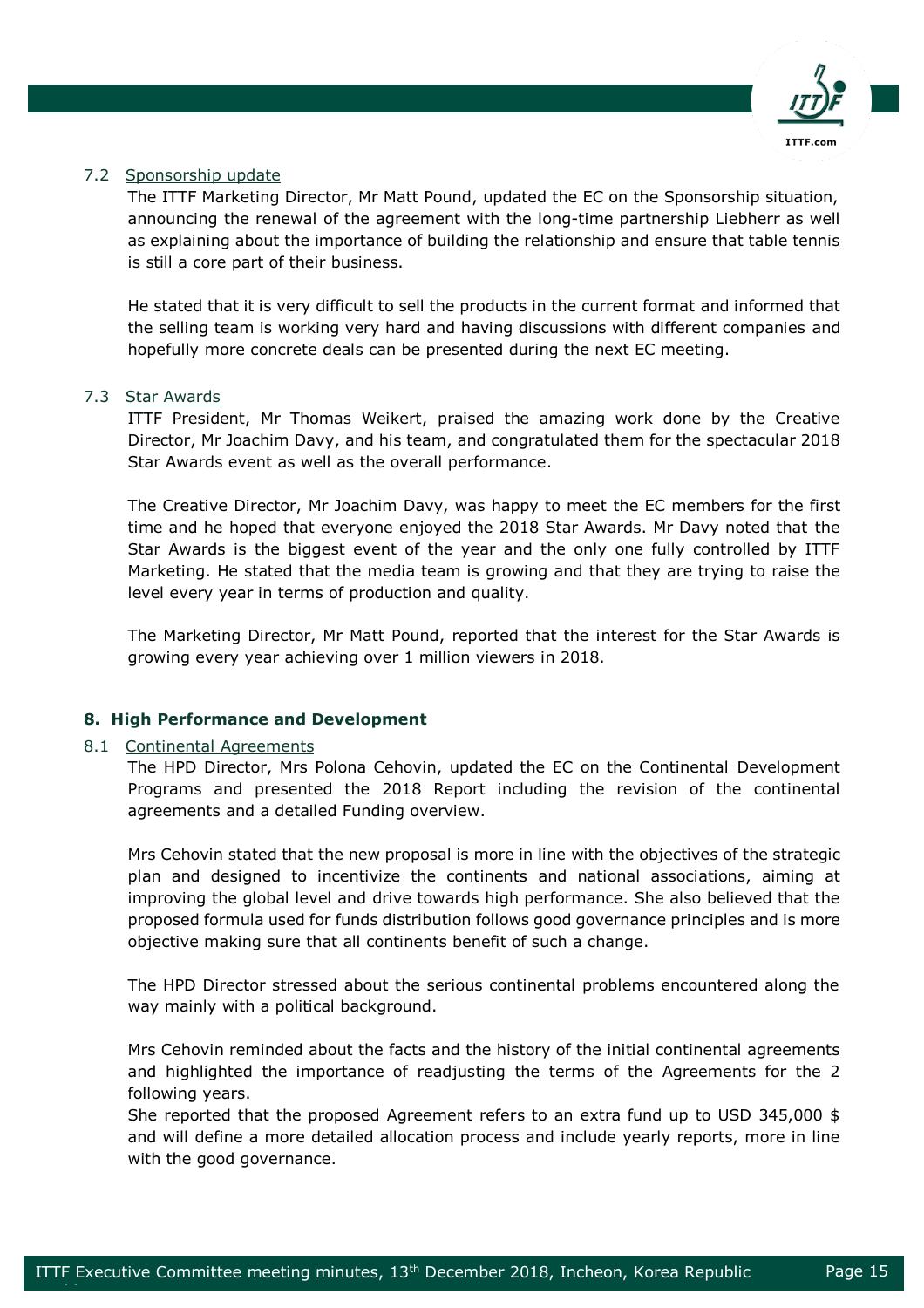7.2 Sponsorship update

The ITTF Marketing Director, Mr Matt Pound, updated the EC on the Sponsorship situation, announcing the renewal of the agreement with the long-time partnership Liebherr as well as explaining about the importance of building the relationship and ensure that table tennis is still a core part of their business.

He stated that it is very difficult to sell the products in the current format and informed that the selling team is working very hard and having discussions with different companies and hopefully more concrete deals can be presented during the next EC meeting.

7.3 Star Awards

ITTF President, Mr Thomas Weikert, praised the amazing work done by the Creative Director, Mr Joachim Davy, and his team, and congratulated them for the spectacular 2018 Star Awards event as well as the overall performance.

The Creative Director, Mr Joachim Davy, was happy to meet the EC members for the first time and he hoped that everyone enjoyed the 2018 Star Awards. Mr Davy noted that the Star Awards is the biggest event of the year and the only one fully controlled by ITTF Marketing. He stated that the media team is growing and that they are trying to raise the level every year in terms of production and quality.

The Marketing Director, Mr Matt Pound, reported that the interest for the Star Awards is growing every year achieving over 1 million viewers in 2018.

## 8. High Performance and Development

8.1 Continental Agreements

The HPD Director, Mrs Polona Cehovin, updated the EC on the Continental Development Programs and presented the 2018 Report including the revision of the continental agreements and a detailed Funding overview.

Mrs Cehovin stated that the new proposal is more in line with the objectives of the strategic plan and designed to incentivize the continents and national associations, aiming at improving the global level and drive towards high performance. She also believed that the proposed formula used for funds distribution follows good governance principles and is more objective making sure that all continents benefit of such a change.

The HPD Director stressed about the serious continental problems encountered along the way mainly with a political background.

Mrs Cehovin reminded about the facts and the history of the initial continental agreements and highlighted the importance of readjusting the terms of the Agreements for the 2 following years.
She reported that the proposed Agreement refers to an extra fund up to USD 345,000 $ and will define a more detailed allocation process and include yearly reports, more in line with the good governance.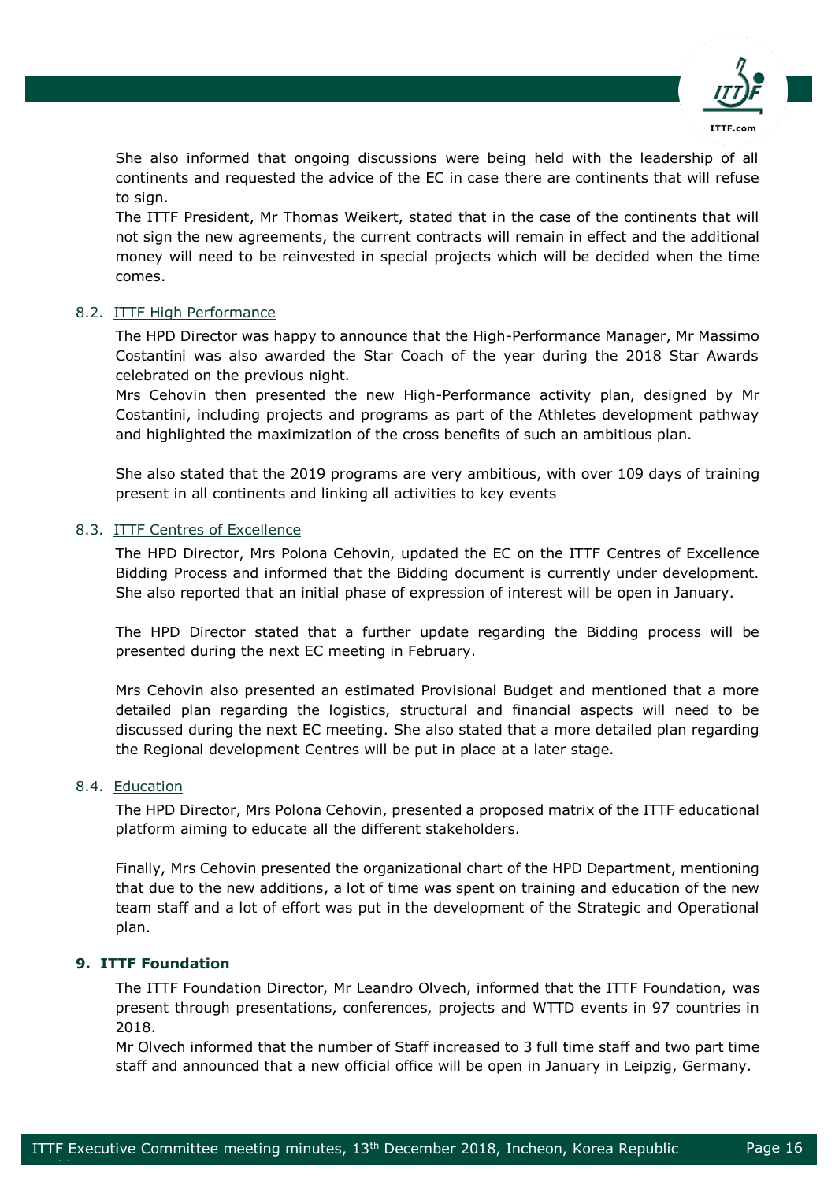She also informed that ongoing discussions were being held with the leadership of all continents and requested the advice of the EC in case there are continents that will refuse to sign.

The ITTF President, Mr Thomas Weikert, stated that in the case of the continents that will not sign the new agreements, the current contracts will remain in effect and the additional money will need to be reinvested in special projects which will be decided when the time comes.

### 8.2. ITTF High Performance

The HPD Director was happy to announce that the High-Performance Manager, Mr Massimo Costantini was also awarded the Star Coach of the year during the 2018 Star Awards celebrated on the previous night.

Mrs Cehovin then presented the new High-Performance activity plan, designed by Mr Costantini, including projects and programs as part of the Athletes development pathway and highlighted the maximization of the cross benefits of such an ambitious plan.

She also stated that the 2019 programs are very ambitious, with over 109 days of training present in all continents and linking all activities to key events

### 8.3. ITTF Centres of Excellence

The HPD Director, Mrs Polona Cehovin, updated the EC on the ITTF Centres of Excellence Bidding Process and informed that the Bidding document is currently under development. She also reported that an initial phase of expression of interest will be open in January.

The HPD Director stated that a further update regarding the Bidding process will be presented during the next EC meeting in February.

Mrs Cehovin also presented an estimated Provisional Budget and mentioned that a more detailed plan regarding the logistics, structural and financial aspects will need to be discussed during the next EC meeting. She also stated that a more detailed plan regarding the Regional development Centres will be put in place at a later stage.

### 8.4. Education

The HPD Director, Mrs Polona Cehovin, presented a proposed matrix of the ITTF educational platform aiming to educate all the different stakeholders.

Finally, Mrs Cehovin presented the organizational chart of the HPD Department, mentioning that due to the new additions, a lot of time was spent on training and education of the new team staff and a lot of effort was put in the development of the Strategic and Operational plan.

## 9. ITTF Foundation

The ITTF Foundation Director, Mr Leandro Olvech, informed that the ITTF Foundation, was present through presentations, conferences, projects and WTTD events in 97 countries in 2018.

Mr Olvech informed that the number of Staff increased to 3 full time staff and two part time staff and announced that a new official office will be open in January in Leipzig, Germany.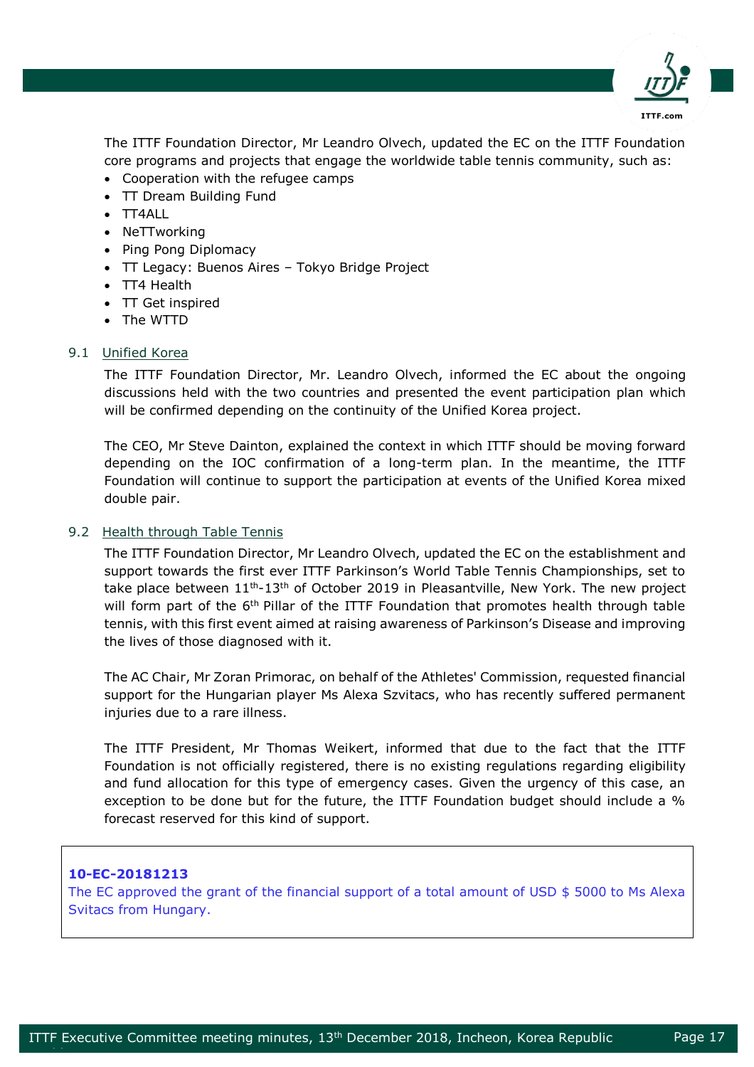The ITTF Foundation Director, Mr Leandro Olvech, updated the EC on the ITTF Foundation core programs and projects that engage the worldwide table tennis community, such as:

- Cooperation with the refugee camps
- TT Dream Building Fund
- TT4ALL
- NeTTworking
- Ping Pong Diplomacy
- TT Legacy: Buenos Aires – Tokyo Bridge Project
- TT4 Health
- TT Get inspired
- The WTTD

### 9.1 Unified Korea

The ITTF Foundation Director, Mr. Leandro Olvech, informed the EC about the ongoing discussions held with the two countries and presented the event participation plan which will be confirmed depending on the continuity of the Unified Korea project.

The CEO, Mr Steve Dainton, explained the context in which ITTF should be moving forward depending on the IOC confirmation of a long-term plan. In the meantime, the ITTF Foundation will continue to support the participation at events of the Unified Korea mixed double pair.

### 9.2 Health through Table Tennis

The ITTF Foundation Director, Mr Leandro Olvech, updated the EC on the establishment and support towards the first ever ITTF Parkinson's World Table Tennis Championships, set to take place between 11th-13th of October 2019 in Pleasantville, New York. The new project will form part of the 6th Pillar of the ITTF Foundation that promotes health through table tennis, with this first event aimed at raising awareness of Parkinson's Disease and improving the lives of those diagnosed with it.

The AC Chair, Mr Zoran Primorac, on behalf of the Athletes' Commission, requested financial support for the Hungarian player Ms Alexa Szvitacs, who has recently suffered permanent injuries due to a rare illness.

The ITTF President, Mr Thomas Weikert, informed that due to the fact that the ITTF Foundation is not officially registered, there is no existing regulations regarding eligibility and fund allocation for this type of emergency cases. Given the urgency of this case, an exception to be done but for the future, the ITTF Foundation budget should include a % forecast reserved for this kind of support.

**10-EC-20181213**
The EC approved the grant of the financial support of a total amount of USD $ 5000 to Ms Alexa Svitacs from Hungary.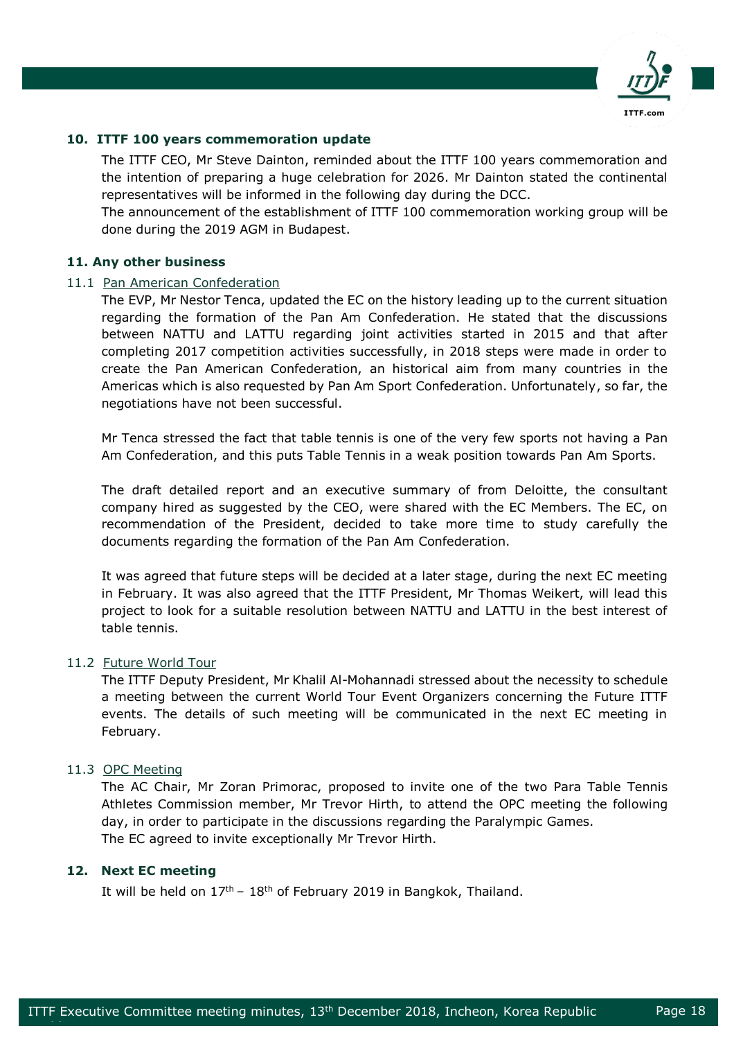## 10. ITTF 100 years commemoration update

The ITTF CEO, Mr Steve Dainton, reminded about the ITTF 100 years commemoration and the intention of preparing a huge celebration for 2026. Mr Dainton stated the continental representatives will be informed in the following day during the DCC.
The announcement of the establishment of ITTF 100 commemoration working group will be done during the 2019 AGM in Budapest.

## 11. Any other business

### 11.1 Pan American Confederation

The EVP, Mr Nestor Tenca, updated the EC on the history leading up to the current situation regarding the formation of the Pan Am Confederation. He stated that the discussions between NATTU and LATTU regarding joint activities started in 2015 and that after completing 2017 competition activities successfully, in 2018 steps were made in order to create the Pan American Confederation, an historical aim from many countries in the Americas which is also requested by Pan Am Sport Confederation. Unfortunately, so far, the negotiations have not been successful.

Mr Tenca stressed the fact that table tennis is one of the very few sports not having a Pan Am Confederation, and this puts Table Tennis in a weak position towards Pan Am Sports.

The draft detailed report and an executive summary of from Deloitte, the consultant company hired as suggested by the CEO, were shared with the EC Members. The EC, on recommendation of the President, decided to take more time to study carefully the documents regarding the formation of the Pan Am Confederation.

It was agreed that future steps will be decided at a later stage, during the next EC meeting in February. It was also agreed that the ITTF President, Mr Thomas Weikert, will lead this project to look for a suitable resolution between NATTU and LATTU in the best interest of table tennis.

### 11.2 Future World Tour

The ITTF Deputy President, Mr Khalil Al-Mohannadi stressed about the necessity to schedule a meeting between the current World Tour Event Organizers concerning the Future ITTF events. The details of such meeting will be communicated in the next EC meeting in February.

### 11.3 OPC Meeting

The AC Chair, Mr Zoran Primorac, proposed to invite one of the two Para Table Tennis Athletes Commission member, Mr Trevor Hirth, to attend the OPC meeting the following day, in order to participate in the discussions regarding the Paralympic Games.
The EC agreed to invite exceptionally Mr Trevor Hirth.

## 12. Next EC meeting

It will be held on 17th – 18th of February 2019 in Bangkok, Thailand.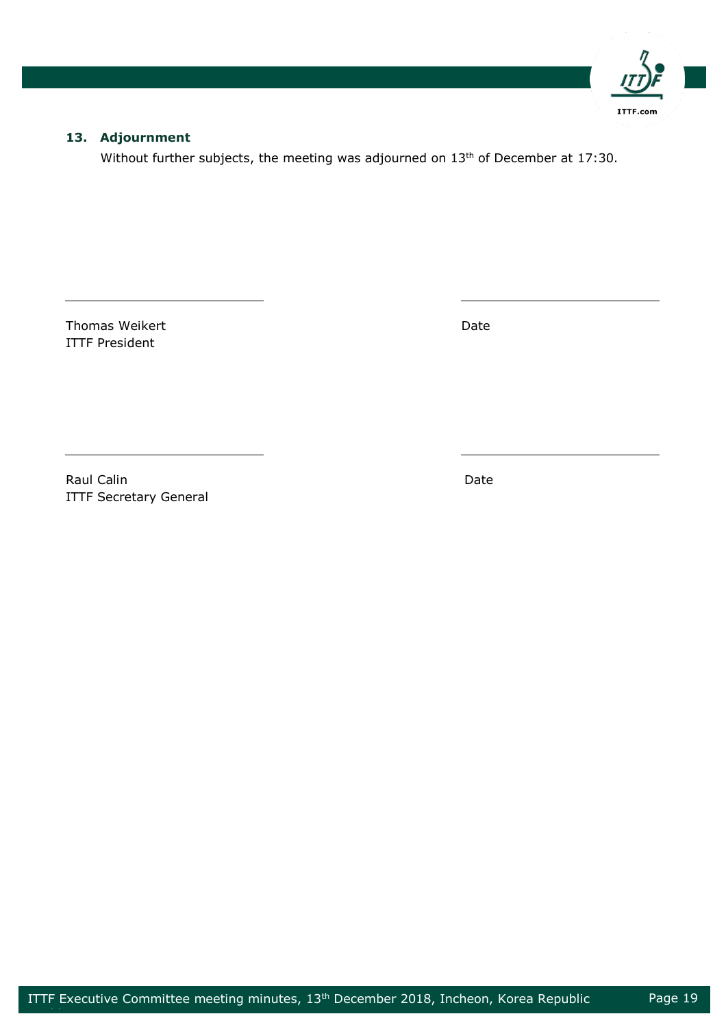## 13. Adjournment

Without further subjects, the meeting was adjourned on 13th of December at 17:30.

Thomas Weikert
ITTF President

Date

Raul Calin
ITTF Secretary General

Date